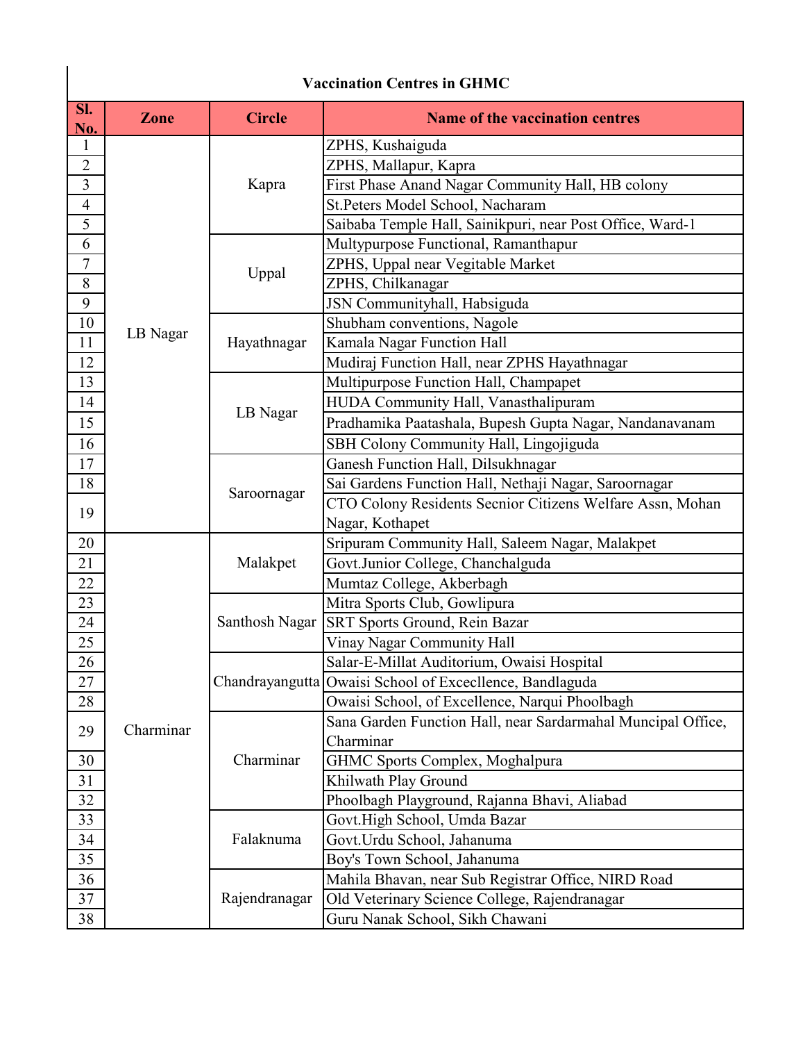# Vaccination Centres in GHMC

| Sl. No. | Zone | Circle | Name of the vaccination centres |
|---|---|---|---|
| 1 | LB Nagar | Kapra | ZPHS, Kushaiguda |
| 2 | | | ZPHS, Mallapur, Kapra |
| 3 | | | First Phase Anand Nagar Community Hall, HB colony |
| 4 | | | St.Peters Model School, Nacharam |
| 5 | | | Saibaba Temple Hall, Sainikpuri, near Post Office, Ward-1 |
| 6 | | Uppal | Multypurpose Functional, Ramanthapur |
| 7 | | | ZPHS, Uppal near Vegitable Market |
| 8 | | | ZPHS, Chilkanagar |
| 9 | | | JSN Communityhall, Habsiguda |
| 10 | | Hayathnagar | Shubham conventions, Nagole |
| 11 | | | Kamala Nagar Function Hall |
| 12 | | | Mudiraj Function Hall, near ZPHS Hayathnagar |
| 13 | | LB Nagar | Multipurpose Function Hall, Champapet |
| 14 | | | HUDA Community Hall, Vanasthalipuram |
| 15 | | | Pradhamika Paatashala, Bupesh Gupta Nagar, Nandanavanam |
| 16 | | | SBH Colony Community Hall, Lingojiguda |
| 17 | | Saroornagar | Ganesh Function Hall, Dilsukhnagar |
| 18 | | | Sai Gardens Function Hall, Nethaji Nagar, Saroornagar |
| 19 | | | CTO Colony Residents Secnior Citizens Welfare Assn, Mohan Nagar, Kothapet |
| 20 | Charminar | Malakpet | Sripuram Community Hall, Saleem Nagar, Malakpet |
| 21 | | | Govt.Junior College, Chanchalguda |
| 22 | | | Mumtaz College, Akberbagh |
| 23 | | Santhosh Nagar | Mitra Sports Club, Gowlipura |
| 24 | | | SRT Sports Ground, Rein Bazar |
| 25 | | | Vinay Nagar Community Hall |
| 26 | | Chandrayangutta | Salar-E-Millat Auditorium, Owaisi Hospital |
| 27 | | | Owaisi School of Exceclence, Bandlaguda |
| 28 | | | Owaisi School, of Excellence, Narqui Phoolbagh |
| 29 | | Charminar | Sana Garden Function Hall, near Sardarmahal Muncipal Office, Charminar |
| 30 | | | GHMC Sports Complex, Moghalpura |
| 31 | | | Khilwath Play Ground |
| 32 | | | Phoolbagh Playground, Rajanna Bhavi, Aliabad |
| 33 | | Falaknuma | Govt.High School, Umda Bazar |
| 34 | | | Govt.Urdu School, Jahanuma |
| 35 | | | Boy's Town School, Jahanuma |
| 36 | | Rajendranagar | Mahila Bhavan, near Sub Registrar Office, NIRD Road |
| 37 | | | Old Veterinary Science College, Rajendranagar |
| 38 | | | Guru Nanak School, Sikh Chawani |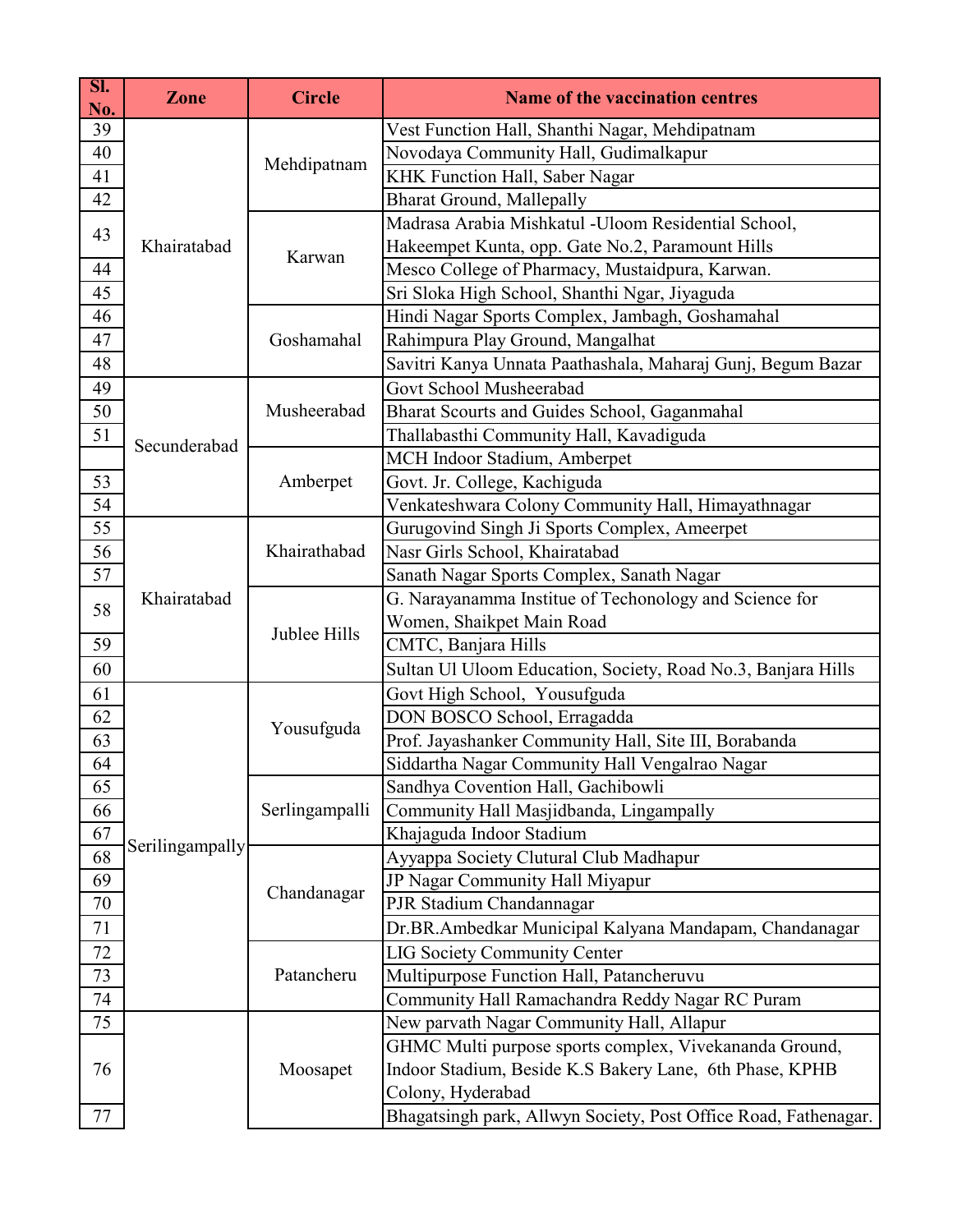| Sl. No. | Zone | Circle | Name of the vaccination centres |
|---|---|---|---|
| 39 | Khairatabad | Mehdipatnam | Vest Function Hall, Shanthi Nagar, Mehdipatnam |
| 40 | | | Novodaya Community Hall, Gudimalkapur |
| 41 | | | KHK Function Hall, Saber Nagar |
| 42 | | | Bharat Ground, Mallepally |
| 43 | | Karwan | Madrasa Arabia Mishkatul -Uloom Residential School, Hakeempet Kunta, opp. Gate No.2, Paramount Hills |
| 44 | | | Mesco College of Pharmacy, Mustaidpura, Karwan. |
| 45 | | | Sri Sloka High School, Shanthi Ngar, Jiyaguda |
| 46 | | Goshamahal | Hindi Nagar Sports Complex, Jambagh, Goshamahal |
| 47 | | | Rahimpura Play Ground, Mangalhat |
| 48 | | | Savitri Kanya Unnata Paathashala, Maharaj Gunj, Begum Bazar |
| 49 | Secunderabad | Musheerabad | Govt School Musheerabad |
| 50 | | | Bharat Scourts and Guides School, Gaganmahal |
| 51 | | | Thallabasthi Community Hall, Kavadiguda |
| | | Amberpet | MCH Indoor Stadium, Amberpet |
| 53 | | | Govt. Jr. College, Kachiguda |
| 54 | | | Venkateshwara Colony Community Hall, Himayathnagar |
| 55 | Khairatabad | Khairathabad | Gurugovind Singh Ji Sports Complex, Ameerpet |
| 56 | | | Nasr Girls School, Khairatabad |
| 57 | | | Sanath Nagar Sports Complex, Sanath Nagar |
| 58 | | Jublee Hills | G. Narayanamma Institue of Techonology and Science for Women, Shaikpet Main Road |
| 59 | | | CMTC, Banjara Hills |
| 60 | | | Sultan Ul Uloom Education, Society, Road No.3, Banjara Hills |
| 61 | Serilingampally | Yousufguda | Govt High School, Yousufguda |
| 62 | | | DON BOSCO School, Erragadda |
| 63 | | | Prof. Jayashanker Community Hall, Site III, Borabanda |
| 64 | | | Siddartha Nagar Community Hall Vengalrao Nagar |
| 65 | | Serlingampalli | Sandhya Covention Hall, Gachibowli |
| 66 | | | Community Hall Masjidbanda, Lingampally |
| 67 | | | Khajaguda Indoor Stadium |
| 68 | | Chandanagar | Ayyappa Society Clutural Club Madhapur |
| 69 | | | JP Nagar Community Hall Miyapur |
| 70 | | | PJR Stadium Chandannagar |
| 71 | | | Dr.BR.Ambedkar Municipal Kalyana Mandapam, Chandanagar |
| 72 | | Patancheru | LIG Society Community Center |
| 73 | | | Multipurpose Function Hall, Patancheruvu |
| 74 | | | Community Hall Ramachandra Reddy Nagar RC Puram |
| 75 | | Moosapet | New parvath Nagar Community Hall, Allapur |
| 76 | | | GHMC Multi purpose sports complex, Vivekananda Ground, Indoor Stadium, Beside K.S Bakery Lane, 6th Phase, KPHB Colony, Hyderabad |
| 77 | | | Bhagatsingh park, Allwyn Society, Post Office Road, Fathenagar. |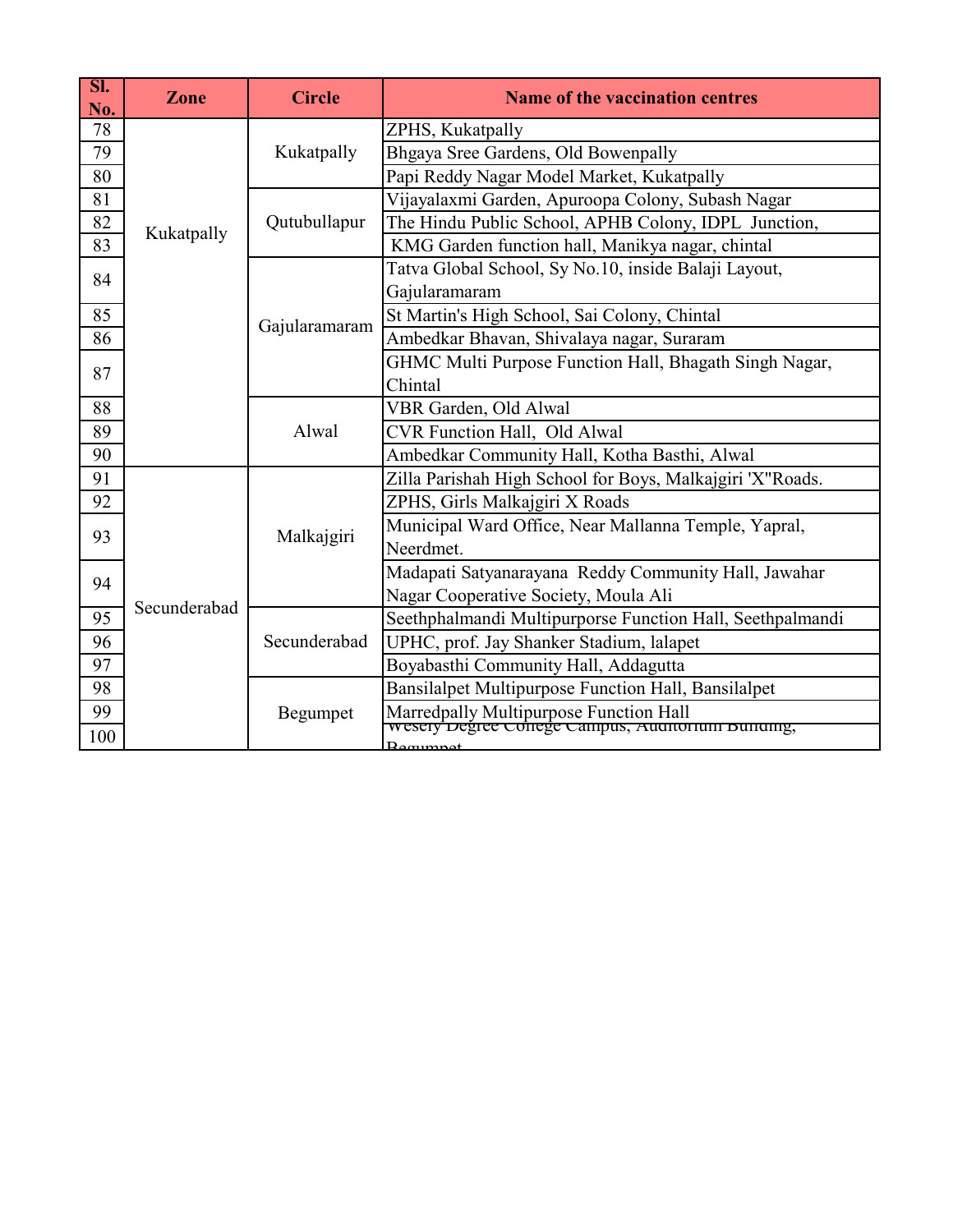| Sl. No. | Zone | Circle | Name of the vaccination centres |
| --- | --- | --- | --- |
| 78 | Kukatpally | Kukatpally | ZPHS, Kukatpally |
| 79 | | | Bhgaya Sree Gardens, Old Bowenpally |
| 80 | | | Papi Reddy Nagar Model Market, Kukatpally |
| 81 | | Qutubullapur | Vijayalaxmi Garden, Apuroopa Colony, Subash Nagar |
| 82 | | | The Hindu Public School, APHB Colony, IDPL Junction, |
| 83 | | | KMG Garden function hall, Manikya nagar, chintal |
| 84 | | Gajularamaram | Tatva Global School, Sy No.10, inside Balaji Layout, Gajularamaram |
| 85 | | | St Martin's High School, Sai Colony, Chintal |
| 86 | | | Ambedkar Bhavan, Shivalaya nagar, Suraram |
| 87 | | | GHMC Multi Purpose Function Hall, Bhagath Singh Nagar, Chintal |
| 88 | | Alwal | VBR Garden, Old Alwal |
| 89 | | | CVR Function Hall, Old Alwal |
| 90 | | | Ambedkar Community Hall, Kotha Basthi, Alwal |
| 91 | Secunderabad | Malkajgiri | Zilla Parishah High School for Boys, Malkajgiri 'X"Roads. |
| 92 | | | ZPHS, Girls Malkajgiri X Roads |
| 93 | | | Municipal Ward Office, Near Mallanna Temple, Yapral, Neerdmet. |
| 94 | | | Madapati Satyanarayana Reddy Community Hall, Jawahar Nagar Cooperative Society, Moula Ali |
| 95 | | Secunderabad | Seethphalmandi Multipurporse Function Hall, Seethpalmandi |
| 96 | | | UPHC, prof. Jay Shanker Stadium, lalapet |
| 97 | | | Boyabasthi Community Hall, Addagutta |
| 98 | | Begumpet | Bansilalpet Multipurpose Function Hall, Bansilalpet |
| 99 | | | Marredpally Multipurpose Function Hall |
| 100 | | | Wesely Degree College Campus, Auditorium Building, Begumpet |